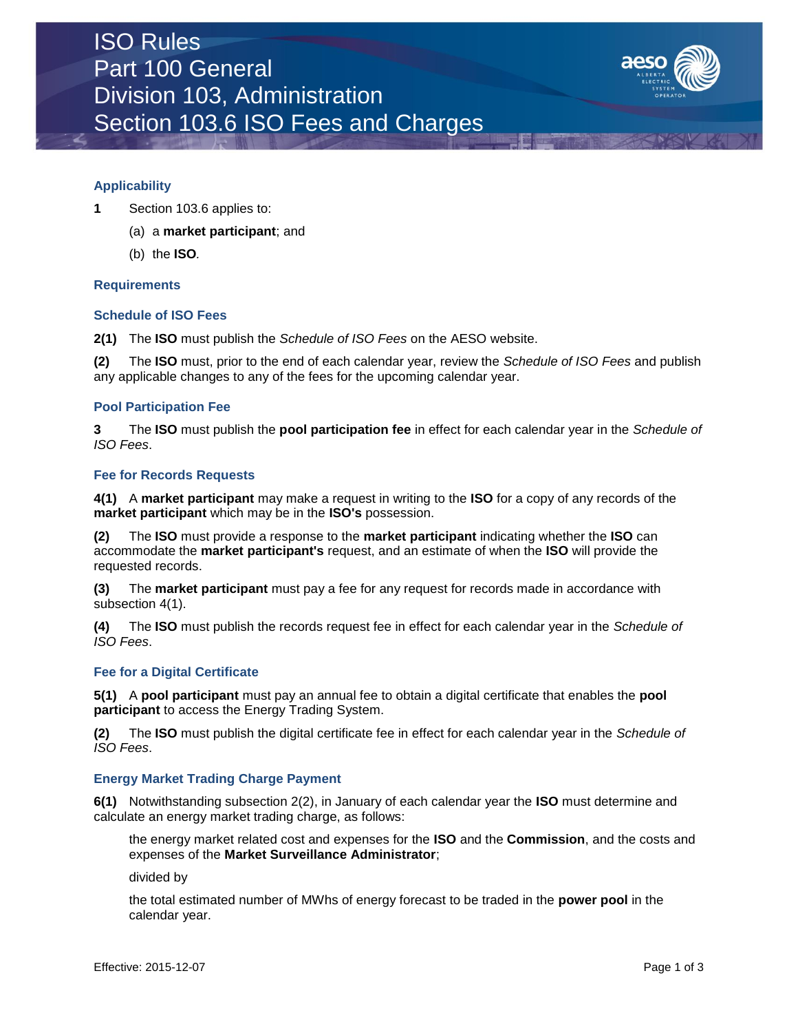# ISO Rules
# Part 100 General
# Division 103, Administration
# Section 103.6 ISO Fees and Charges

## Applicability

**1** Section 103.6 applies to:

(a) a **market participant**; and

(b) the **ISO**.

## Requirements

### Schedule of ISO Fees

**2(1)** The **ISO** must publish the *Schedule of ISO Fees* on the AESO website.

**(2)** The **ISO** must, prior to the end of each calendar year, review the *Schedule of ISO Fees* and publish any applicable changes to any of the fees for the upcoming calendar year.

### Pool Participation Fee

**3** The **ISO** must publish the **pool participation fee** in effect for each calendar year in the *Schedule of ISO Fees*.

### Fee for Records Requests

**4(1)** A **market participant** may make a request in writing to the **ISO** for a copy of any records of the **market participant** which may be in the **ISO's** possession.

**(2)** The **ISO** must provide a response to the **market participant** indicating whether the **ISO** can accommodate the **market participant's** request, and an estimate of when the **ISO** will provide the requested records.

**(3)** The **market participant** must pay a fee for any request for records made in accordance with subsection 4(1).

**(4)** The **ISO** must publish the records request fee in effect for each calendar year in the *Schedule of ISO Fees*.

### Fee for a Digital Certificate

**5(1)** A **pool participant** must pay an annual fee to obtain a digital certificate that enables the **pool participant** to access the Energy Trading System.

**(2)** The **ISO** must publish the digital certificate fee in effect for each calendar year in the *Schedule of ISO Fees*.

### Energy Market Trading Charge Payment

**6(1)** Notwithstanding subsection 2(2), in January of each calendar year the **ISO** must determine and calculate an energy market trading charge, as follows:

the energy market related cost and expenses for the **ISO** and the **Commission**, and the costs and expenses of the **Market Surveillance Administrator**;

divided by

the total estimated number of MWhs of energy forecast to be traded in the **power pool** in the calendar year.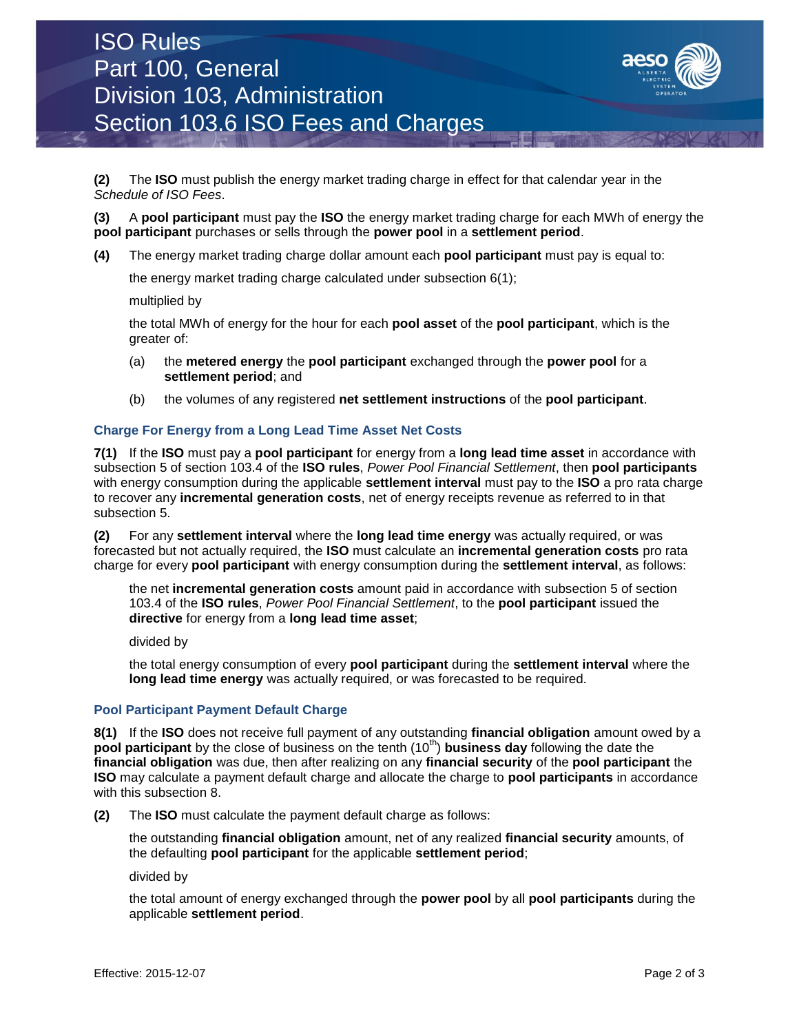**(2)** The **ISO** must publish the energy market trading charge in effect for that calendar year in the *Schedule of ISO Fees*.

**(3)** A **pool participant** must pay the **ISO** the energy market trading charge for each MWh of energy the **pool participant** purchases or sells through the **power pool** in a **settlement period**.

**(4)** The energy market trading charge dollar amount each **pool participant** must pay is equal to:

the energy market trading charge calculated under subsection 6(1);

multiplied by

the total MWh of energy for the hour for each **pool asset** of the **pool participant**, which is the greater of:

(a) the **metered energy** the **pool participant** exchanged through the **power pool** for a **settlement period**; and

(b) the volumes of any registered **net settlement instructions** of the **pool participant**.

### Charge For Energy from a Long Lead Time Asset Net Costs

**7(1)** If the **ISO** must pay a **pool participant** for energy from a **long lead time asset** in accordance with subsection 5 of section 103.4 of the **ISO rules**, *Power Pool Financial Settlement*, then **pool participants** with energy consumption during the applicable **settlement interval** must pay to the **ISO** a pro rata charge to recover any **incremental generation costs**, net of energy receipts revenue as referred to in that subsection 5.

**(2)** For any **settlement interval** where the **long lead time energy** was actually required, or was forecasted but not actually required, the **ISO** must calculate an **incremental generation costs** pro rata charge for every **pool participant** with energy consumption during the **settlement interval**, as follows:

the net **incremental generation costs** amount paid in accordance with subsection 5 of section 103.4 of the **ISO rules**, *Power Pool Financial Settlement*, to the **pool participant** issued the **directive** for energy from a **long lead time asset**;

divided by

the total energy consumption of every **pool participant** during the **settlement interval** where the **long lead time energy** was actually required, or was forecasted to be required.

### Pool Participant Payment Default Charge

**8(1)** If the **ISO** does not receive full payment of any outstanding **financial obligation** amount owed by a **pool participant** by the close of business on the tenth (10th) **business day** following the date the **financial obligation** was due, then after realizing on any **financial security** of the **pool participant** the **ISO** may calculate a payment default charge and allocate the charge to **pool participants** in accordance with this subsection 8.

**(2)** The **ISO** must calculate the payment default charge as follows:

the outstanding **financial obligation** amount, net of any realized **financial security** amounts, of the defaulting **pool participant** for the applicable **settlement period**;

divided by

the total amount of energy exchanged through the **power pool** by all **pool participants** during the applicable **settlement period**.

Effective: 2015-12-07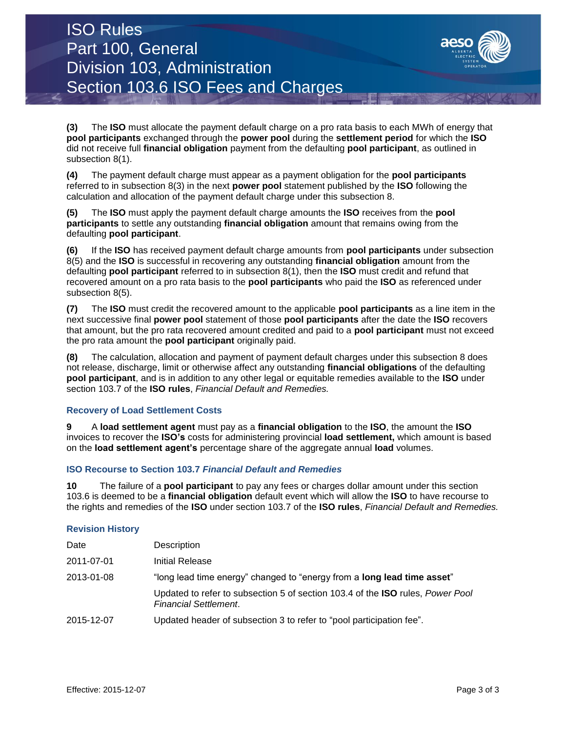**(3)** The **ISO** must allocate the payment default charge on a pro rata basis to each MWh of energy that **pool participants** exchanged through the **power pool** during the **settlement period** for which the **ISO** did not receive full **financial obligation** payment from the defaulting **pool participant**, as outlined in subsection 8(1).

**(4)** The payment default charge must appear as a payment obligation for the **pool participants** referred to in subsection 8(3) in the next **power pool** statement published by the **ISO** following the calculation and allocation of the payment default charge under this subsection 8.

**(5)** The **ISO** must apply the payment default charge amounts the **ISO** receives from the **pool participants** to settle any outstanding **financial obligation** amount that remains owing from the defaulting **pool participant**.

**(6)** If the **ISO** has received payment default charge amounts from **pool participants** under subsection 8(5) and the **ISO** is successful in recovering any outstanding **financial obligation** amount from the defaulting **pool participant** referred to in subsection 8(1), then the **ISO** must credit and refund that recovered amount on a pro rata basis to the **pool participants** who paid the **ISO** as referenced under subsection 8(5).

**(7)** The **ISO** must credit the recovered amount to the applicable **pool participants** as a line item in the next successive final **power pool** statement of those **pool participants** after the date the **ISO** recovers that amount, but the pro rata recovered amount credited and paid to a **pool participant** must not exceed the pro rata amount the **pool participant** originally paid.

**(8)** The calculation, allocation and payment of payment default charges under this subsection 8 does not release, discharge, limit or otherwise affect any outstanding **financial obligations** of the defaulting **pool participant**, and is in addition to any other legal or equitable remedies available to the **ISO** under section 103.7 of the **ISO rules**, *Financial Default and Remedies.*

### Recovery of Load Settlement Costs

**9** A **load settlement agent** must pay as a **financial obligation** to the **ISO**, the amount the **ISO** invoices to recover the **ISO's** costs for administering provincial **load settlement,** which amount is based on the **load settlement agent's** percentage share of the aggregate annual **load** volumes.

### ISO Recourse to Section 103.7 *Financial Default and Remedies*

**10** The failure of a **pool participant** to pay any fees or charges dollar amount under this section 103.6 is deemed to be a **financial obligation** default event which will allow the **ISO** to have recourse to the rights and remedies of the **ISO** under section 103.7 of the **ISO rules**, *Financial Default and Remedies.*

### Revision History

| Date | Description |
|---|---|
| 2011-07-01 | Initial Release |
| 2013-01-08 | "long lead time energy" changed to "energy from a **long lead time asset**" |
| | Updated to refer to subsection 5 of section 103.4 of the **ISO** rules, *Power Pool Financial Settlement*. |
| 2015-12-07 | Updated header of subsection 3 to refer to "pool participation fee". |

Effective: 2015-12-07